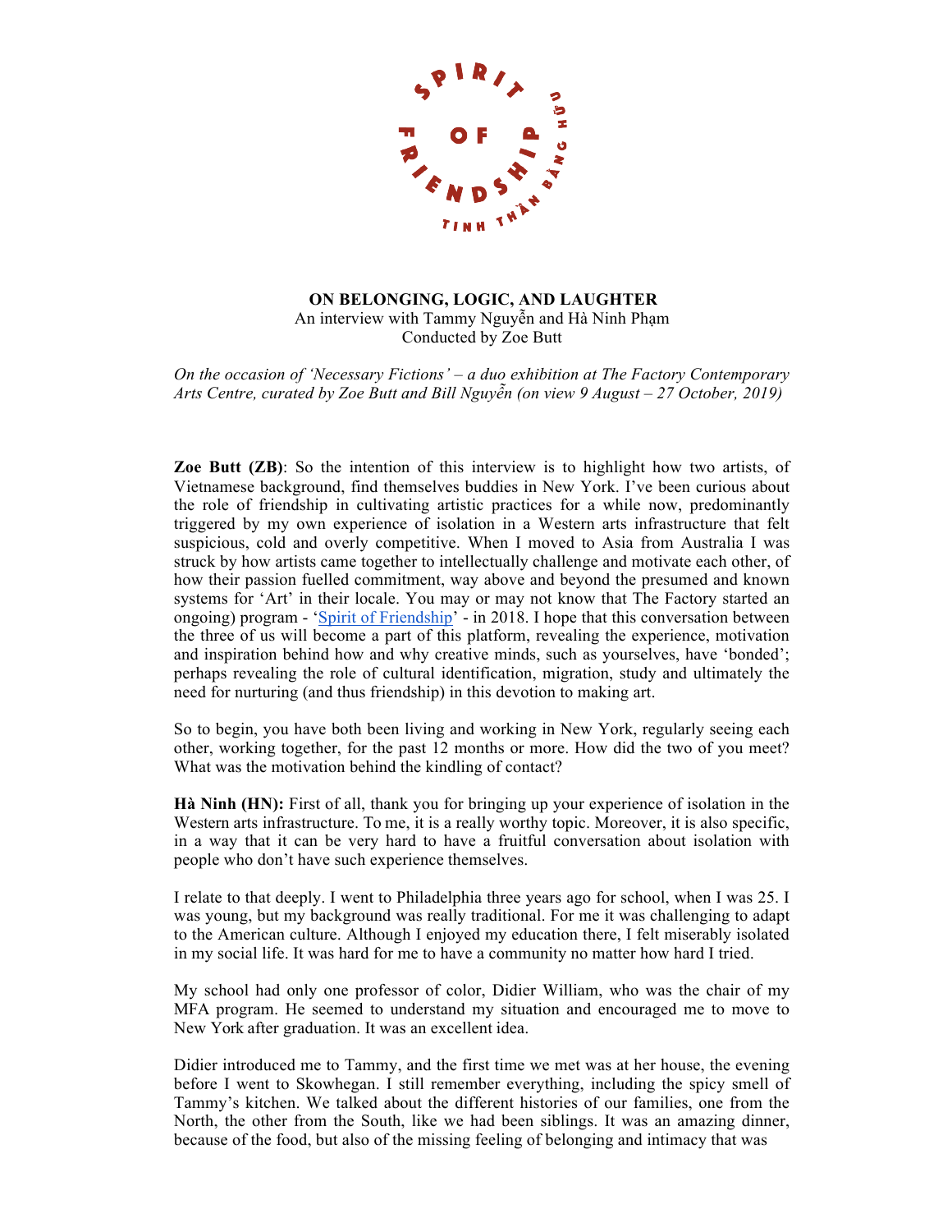# ON BELONGING, LOGIC, AND LAUGHTER

An interview with Tammy Nguyễn and Hà Ninh Phạm
Conducted by Zoe Butt

*On the occasion of 'Necessary Fictions' – a duo exhibition at The Factory Contemporary Arts Centre, curated by Zoe Butt and Bill Nguyễn (on view 9 August – 27 October, 2019)*

**Zoe Butt (ZB)**: So the intention of this interview is to highlight how two artists, of Vietnamese background, find themselves buddies in New York. I've been curious about the role of friendship in cultivating artistic practices for a while now, predominantly triggered by my own experience of isolation in a Western arts infrastructure that felt suspicious, cold and overly competitive. When I moved to Asia from Australia I was struck by how artists came together to intellectually challenge and motivate each other, of how their passion fuelled commitment, way above and beyond the presumed and known systems for 'Art' in their locale. You may or may not know that The Factory started an ongoing) program - 'Spirit of Friendship' - in 2018. I hope that this conversation between the three of us will become a part of this platform, revealing the experience, motivation and inspiration behind how and why creative minds, such as yourselves, have 'bonded'; perhaps revealing the role of cultural identification, migration, study and ultimately the need for nurturing (and thus friendship) in this devotion to making art.

So to begin, you have both been living and working in New York, regularly seeing each other, working together, for the past 12 months or more. How did the two of you meet? What was the motivation behind the kindling of contact?

**Hà Ninh (HN):** First of all, thank you for bringing up your experience of isolation in the Western arts infrastructure. To me, it is a really worthy topic. Moreover, it is also specific, in a way that it can be very hard to have a fruitful conversation about isolation with people who don't have such experience themselves.

I relate to that deeply. I went to Philadelphia three years ago for school, when I was 25. I was young, but my background was really traditional. For me it was challenging to adapt to the American culture. Although I enjoyed my education there, I felt miserably isolated in my social life. It was hard for me to have a community no matter how hard I tried.

My school had only one professor of color, Didier William, who was the chair of my MFA program. He seemed to understand my situation and encouraged me to move to New York after graduation. It was an excellent idea.

Didier introduced me to Tammy, and the first time we met was at her house, the evening before I went to Skowhegan. I still remember everything, including the spicy smell of Tammy's kitchen. We talked about the different histories of our families, one from the North, the other from the South, like we had been siblings. It was an amazing dinner, because of the food, but also of the missing feeling of belonging and intimacy that was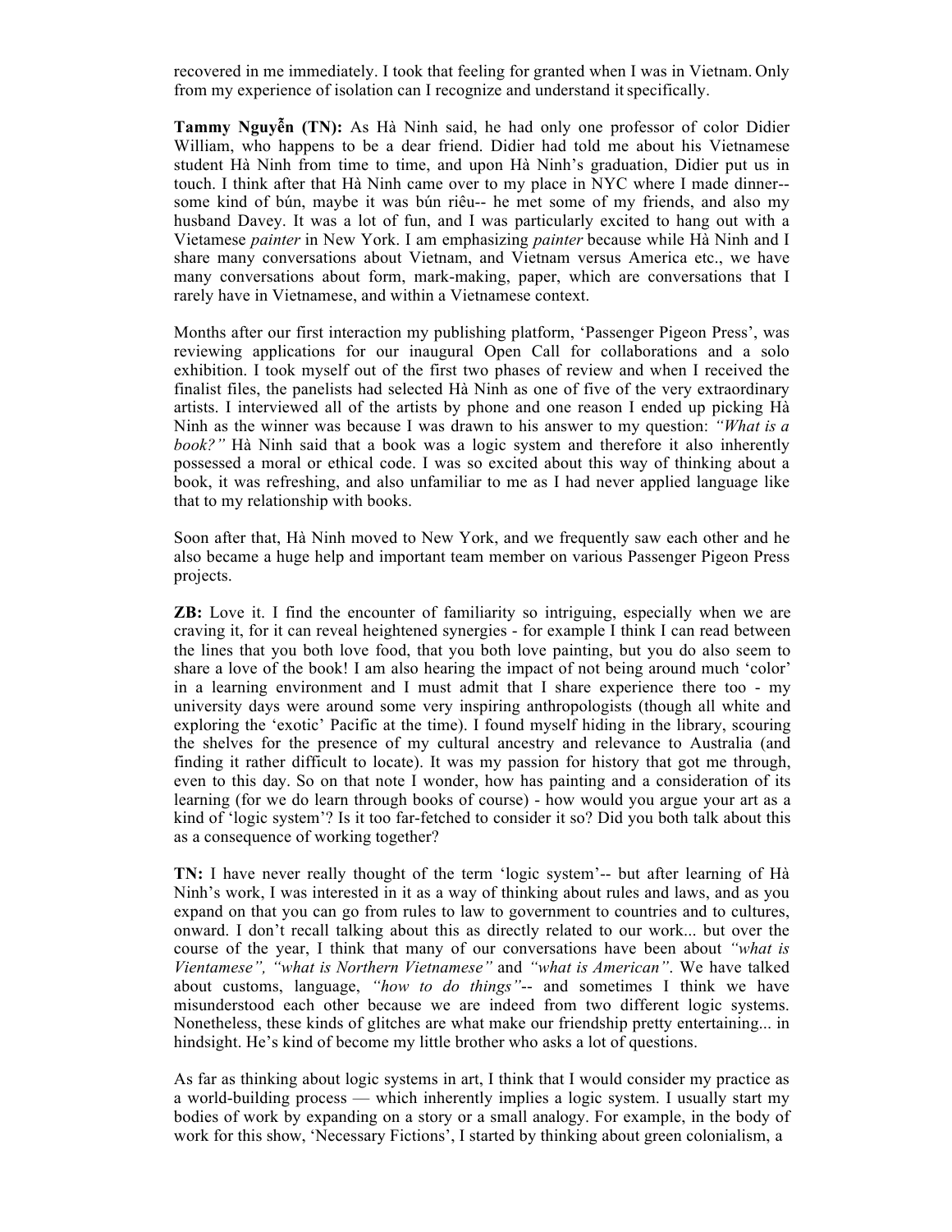recovered in me immediately. I took that feeling for granted when I was in Vietnam. Only from my experience of isolation can I recognize and understand it specifically.

**Tammy Nguyễn (TN):** As Hà Ninh said, he had only one professor of color Didier William, who happens to be a dear friend. Didier had told me about his Vietnamese student Hà Ninh from time to time, and upon Hà Ninh's graduation, Didier put us in touch. I think after that Hà Ninh came over to my place in NYC where I made dinner-- some kind of bún, maybe it was bún riêu-- he met some of my friends, and also my husband Davey. It was a lot of fun, and I was particularly excited to hang out with a Vietamese *painter* in New York. I am emphasizing *painter* because while Hà Ninh and I share many conversations about Vietnam, and Vietnam versus America etc., we have many conversations about form, mark-making, paper, which are conversations that I rarely have in Vietnamese, and within a Vietnamese context.

Months after our first interaction my publishing platform, 'Passenger Pigeon Press', was reviewing applications for our inaugural Open Call for collaborations and a solo exhibition. I took myself out of the first two phases of review and when I received the finalist files, the panelists had selected Hà Ninh as one of five of the very extraordinary artists. I interviewed all of the artists by phone and one reason I ended up picking Hà Ninh as the winner was because I was drawn to his answer to my question: *"What is a book?"* Hà Ninh said that a book was a logic system and therefore it also inherently possessed a moral or ethical code. I was so excited about this way of thinking about a book, it was refreshing, and also unfamiliar to me as I had never applied language like that to my relationship with books.

Soon after that, Hà Ninh moved to New York, and we frequently saw each other and he also became a huge help and important team member on various Passenger Pigeon Press projects.

**ZB:** Love it. I find the encounter of familiarity so intriguing, especially when we are craving it, for it can reveal heightened synergies - for example I think I can read between the lines that you both love food, that you both love painting, but you do also seem to share a love of the book! I am also hearing the impact of not being around much 'color' in a learning environment and I must admit that I share experience there too - my university days were around some very inspiring anthropologists (though all white and exploring the 'exotic' Pacific at the time). I found myself hiding in the library, scouring the shelves for the presence of my cultural ancestry and relevance to Australia (and finding it rather difficult to locate). It was my passion for history that got me through, even to this day. So on that note I wonder, how has painting and a consideration of its learning (for we do learn through books of course) - how would you argue your art as a kind of 'logic system'? Is it too far-fetched to consider it so? Did you both talk about this as a consequence of working together?

**TN:** I have never really thought of the term 'logic system'-- but after learning of Hà Ninh's work, I was interested in it as a way of thinking about rules and laws, and as you expand on that you can go from rules to law to government to countries and to cultures, onward. I don't recall talking about this as directly related to our work... but over the course of the year, I think that many of our conversations have been about *"what is Vientamese", "what is Northern Vietnamese"* and *"what is American"*. We have talked about customs, language, *"how to do things"*-- and sometimes I think we have misunderstood each other because we are indeed from two different logic systems. Nonetheless, these kinds of glitches are what make our friendship pretty entertaining... in hindsight. He's kind of become my little brother who asks a lot of questions.

As far as thinking about logic systems in art, I think that I would consider my practice as a world-building process — which inherently implies a logic system. I usually start my bodies of work by expanding on a story or a small analogy. For example, in the body of work for this show, 'Necessary Fictions', I started by thinking about green colonialism, a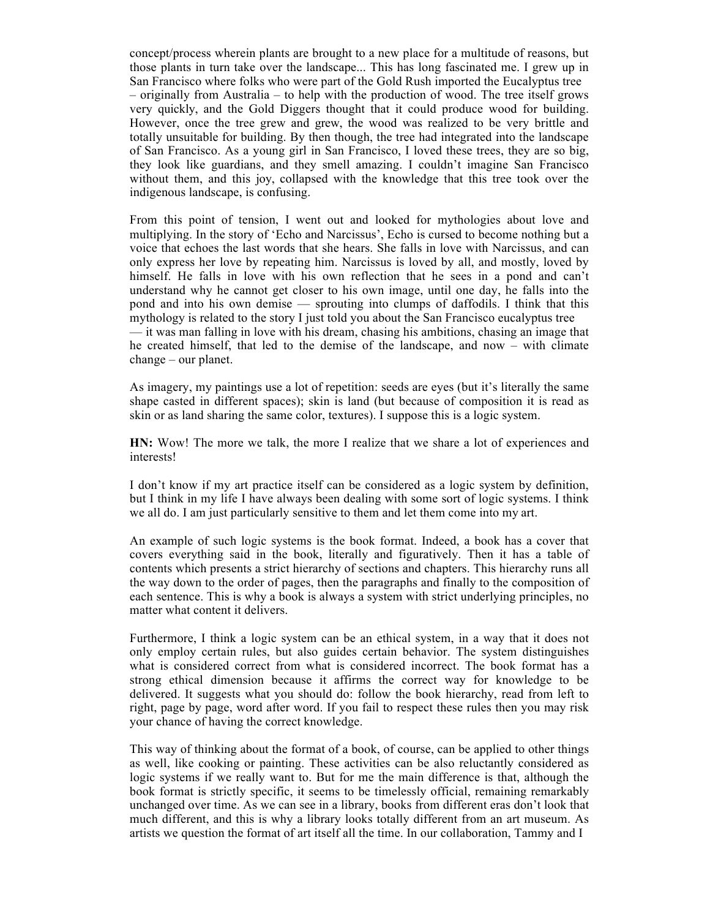concept/process wherein plants are brought to a new place for a multitude of reasons, but those plants in turn take over the landscape... This has long fascinated me. I grew up in San Francisco where folks who were part of the Gold Rush imported the Eucalyptus tree – originally from Australia – to help with the production of wood. The tree itself grows very quickly, and the Gold Diggers thought that it could produce wood for building. However, once the tree grew and grew, the wood was realized to be very brittle and totally unsuitable for building. By then though, the tree had integrated into the landscape of San Francisco. As a young girl in San Francisco, I loved these trees, they are so big, they look like guardians, and they smell amazing. I couldn't imagine San Francisco without them, and this joy, collapsed with the knowledge that this tree took over the indigenous landscape, is confusing.

From this point of tension, I went out and looked for mythologies about love and multiplying. In the story of 'Echo and Narcissus', Echo is cursed to become nothing but a voice that echoes the last words that she hears. She falls in love with Narcissus, and can only express her love by repeating him. Narcissus is loved by all, and mostly, loved by himself. He falls in love with his own reflection that he sees in a pond and can't understand why he cannot get closer to his own image, until one day, he falls into the pond and into his own demise — sprouting into clumps of daffodils. I think that this mythology is related to the story I just told you about the San Francisco eucalyptus tree — it was man falling in love with his dream, chasing his ambitions, chasing an image that he created himself, that led to the demise of the landscape, and now – with climate change – our planet.

As imagery, my paintings use a lot of repetition: seeds are eyes (but it's literally the same shape casted in different spaces); skin is land (but because of composition it is read as skin or as land sharing the same color, textures). I suppose this is a logic system.

**HN:** Wow! The more we talk, the more I realize that we share a lot of experiences and interests!

I don't know if my art practice itself can be considered as a logic system by definition, but I think in my life I have always been dealing with some sort of logic systems. I think we all do. I am just particularly sensitive to them and let them come into my art.

An example of such logic systems is the book format. Indeed, a book has a cover that covers everything said in the book, literally and figuratively. Then it has a table of contents which presents a strict hierarchy of sections and chapters. This hierarchy runs all the way down to the order of pages, then the paragraphs and finally to the composition of each sentence. This is why a book is always a system with strict underlying principles, no matter what content it delivers.

Furthermore, I think a logic system can be an ethical system, in a way that it does not only employ certain rules, but also guides certain behavior. The system distinguishes what is considered correct from what is considered incorrect. The book format has a strong ethical dimension because it affirms the correct way for knowledge to be delivered. It suggests what you should do: follow the book hierarchy, read from left to right, page by page, word after word. If you fail to respect these rules then you may risk your chance of having the correct knowledge.

This way of thinking about the format of a book, of course, can be applied to other things as well, like cooking or painting. These activities can be also reluctantly considered as logic systems if we really want to. But for me the main difference is that, although the book format is strictly specific, it seems to be timelessly official, remaining remarkably unchanged over time. As we can see in a library, books from different eras don't look that much different, and this is why a library looks totally different from an art museum. As artists we question the format of art itself all the time. In our collaboration, Tammy and I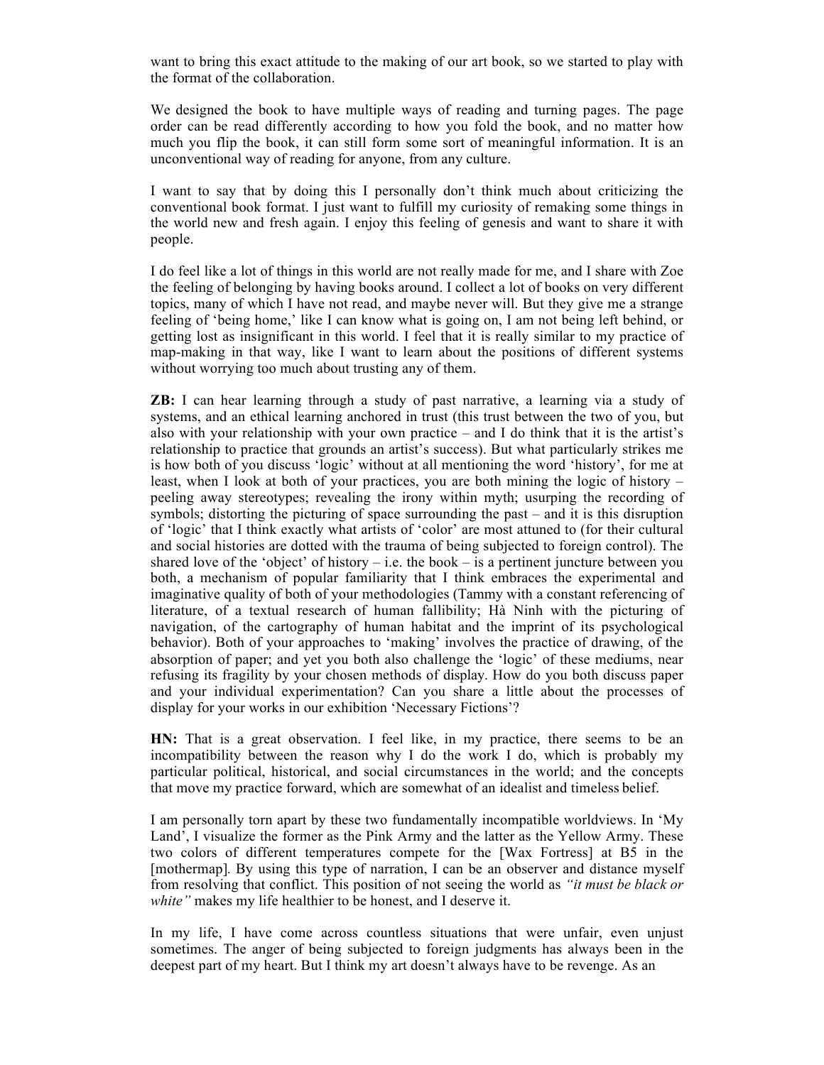want to bring this exact attitude to the making of our art book, so we started to play with the format of the collaboration.

We designed the book to have multiple ways of reading and turning pages. The page order can be read differently according to how you fold the book, and no matter how much you flip the book, it can still form some sort of meaningful information. It is an unconventional way of reading for anyone, from any culture.

I want to say that by doing this I personally don't think much about criticizing the conventional book format. I just want to fulfill my curiosity of remaking some things in the world new and fresh again. I enjoy this feeling of genesis and want to share it with people.

I do feel like a lot of things in this world are not really made for me, and I share with Zoe the feeling of belonging by having books around. I collect a lot of books on very different topics, many of which I have not read, and maybe never will. But they give me a strange feeling of 'being home,' like I can know what is going on, I am not being left behind, or getting lost as insignificant in this world. I feel that it is really similar to my practice of map-making in that way, like I want to learn about the positions of different systems without worrying too much about trusting any of them.

**ZB:** I can hear learning through a study of past narrative, a learning via a study of systems, and an ethical learning anchored in trust (this trust between the two of you, but also with your relationship with your own practice – and I do think that it is the artist's relationship to practice that grounds an artist's success). But what particularly strikes me is how both of you discuss 'logic' without at all mentioning the word 'history', for me at least, when I look at both of your practices, you are both mining the logic of history – peeling away stereotypes; revealing the irony within myth; usurping the recording of symbols; distorting the picturing of space surrounding the past – and it is this disruption of 'logic' that I think exactly what artists of 'color' are most attuned to (for their cultural and social histories are dotted with the trauma of being subjected to foreign control). The shared love of the 'object' of history – i.e. the book – is a pertinent juncture between you both, a mechanism of popular familiarity that I think embraces the experimental and imaginative quality of both of your methodologies (Tammy with a constant referencing of literature, of a textual research of human fallibility; Hà Ninh with the picturing of navigation, of the cartography of human habitat and the imprint of its psychological behavior). Both of your approaches to 'making' involves the practice of drawing, of the absorption of paper; and yet you both also challenge the 'logic' of these mediums, near refusing its fragility by your chosen methods of display. How do you both discuss paper and your individual experimentation? Can you share a little about the processes of display for your works in our exhibition 'Necessary Fictions'?

**HN:** That is a great observation. I feel like, in my practice, there seems to be an incompatibility between the reason why I do the work I do, which is probably my particular political, historical, and social circumstances in the world; and the concepts that move my practice forward, which are somewhat of an idealist and timeless belief.

I am personally torn apart by these two fundamentally incompatible worldviews. In 'My Land', I visualize the former as the Pink Army and the latter as the Yellow Army. These two colors of different temperatures compete for the [Wax Fortress] at B5 in the [mothermap]. By using this type of narration, I can be an observer and distance myself from resolving that conflict. This position of not seeing the world as *"it must be black or white"* makes my life healthier to be honest, and I deserve it.

In my life, I have come across countless situations that were unfair, even unjust sometimes. The anger of being subjected to foreign judgments has always been in the deepest part of my heart. But I think my art doesn't always have to be revenge. As an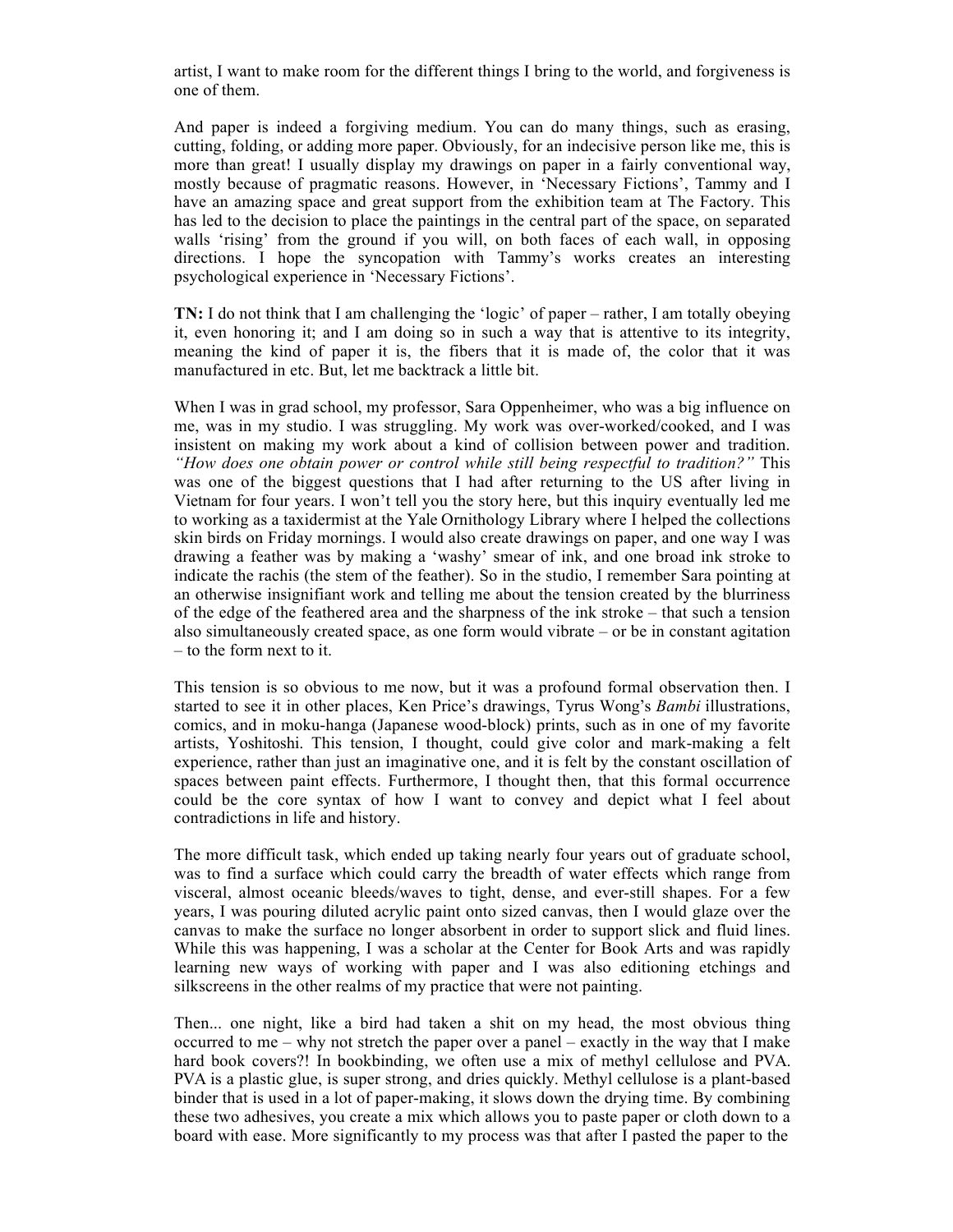artist, I want to make room for the different things I bring to the world, and forgiveness is one of them.

And paper is indeed a forgiving medium. You can do many things, such as erasing, cutting, folding, or adding more paper. Obviously, for an indecisive person like me, this is more than great! I usually display my drawings on paper in a fairly conventional way, mostly because of pragmatic reasons. However, in 'Necessary Fictions', Tammy and I have an amazing space and great support from the exhibition team at The Factory. This has led to the decision to place the paintings in the central part of the space, on separated walls 'rising' from the ground if you will, on both faces of each wall, in opposing directions. I hope the syncopation with Tammy's works creates an interesting psychological experience in 'Necessary Fictions'.

**TN:** I do not think that I am challenging the 'logic' of paper – rather, I am totally obeying it, even honoring it; and I am doing so in such a way that is attentive to its integrity, meaning the kind of paper it is, the fibers that it is made of, the color that it was manufactured in etc. But, let me backtrack a little bit.

When I was in grad school, my professor, Sara Oppenheimer, who was a big influence on me, was in my studio. I was struggling. My work was over-worked/cooked, and I was insistent on making my work about a kind of collision between power and tradition. *"How does one obtain power or control while still being respectful to tradition?"* This was one of the biggest questions that I had after returning to the US after living in Vietnam for four years. I won't tell you the story here, but this inquiry eventually led me to working as a taxidermist at the Yale Ornithology Library where I helped the collections skin birds on Friday mornings. I would also create drawings on paper, and one way I was drawing a feather was by making a 'washy' smear of ink, and one broad ink stroke to indicate the rachis (the stem of the feather). So in the studio, I remember Sara pointing at an otherwise insignifiant work and telling me about the tension created by the blurriness of the edge of the feathered area and the sharpness of the ink stroke – that such a tension also simultaneously created space, as one form would vibrate – or be in constant agitation – to the form next to it.

This tension is so obvious to me now, but it was a profound formal observation then. I started to see it in other places, Ken Price's drawings, Tyrus Wong's *Bambi* illustrations, comics, and in moku-hanga (Japanese wood-block) prints, such as in one of my favorite artists, Yoshitoshi. This tension, I thought, could give color and mark-making a felt experience, rather than just an imaginative one, and it is felt by the constant oscillation of spaces between paint effects. Furthermore, I thought then, that this formal occurrence could be the core syntax of how I want to convey and depict what I feel about contradictions in life and history.

The more difficult task, which ended up taking nearly four years out of graduate school, was to find a surface which could carry the breadth of water effects which range from visceral, almost oceanic bleeds/waves to tight, dense, and ever-still shapes. For a few years, I was pouring diluted acrylic paint onto sized canvas, then I would glaze over the canvas to make the surface no longer absorbent in order to support slick and fluid lines. While this was happening, I was a scholar at the Center for Book Arts and was rapidly learning new ways of working with paper and I was also editioning etchings and silkscreens in the other realms of my practice that were not painting.

Then... one night, like a bird had taken a shit on my head, the most obvious thing occurred to me – why not stretch the paper over a panel – exactly in the way that I make hard book covers?! In bookbinding, we often use a mix of methyl cellulose and PVA. PVA is a plastic glue, is super strong, and dries quickly. Methyl cellulose is a plant-based binder that is used in a lot of paper-making, it slows down the drying time. By combining these two adhesives, you create a mix which allows you to paste paper or cloth down to a board with ease. More significantly to my process was that after I pasted the paper to the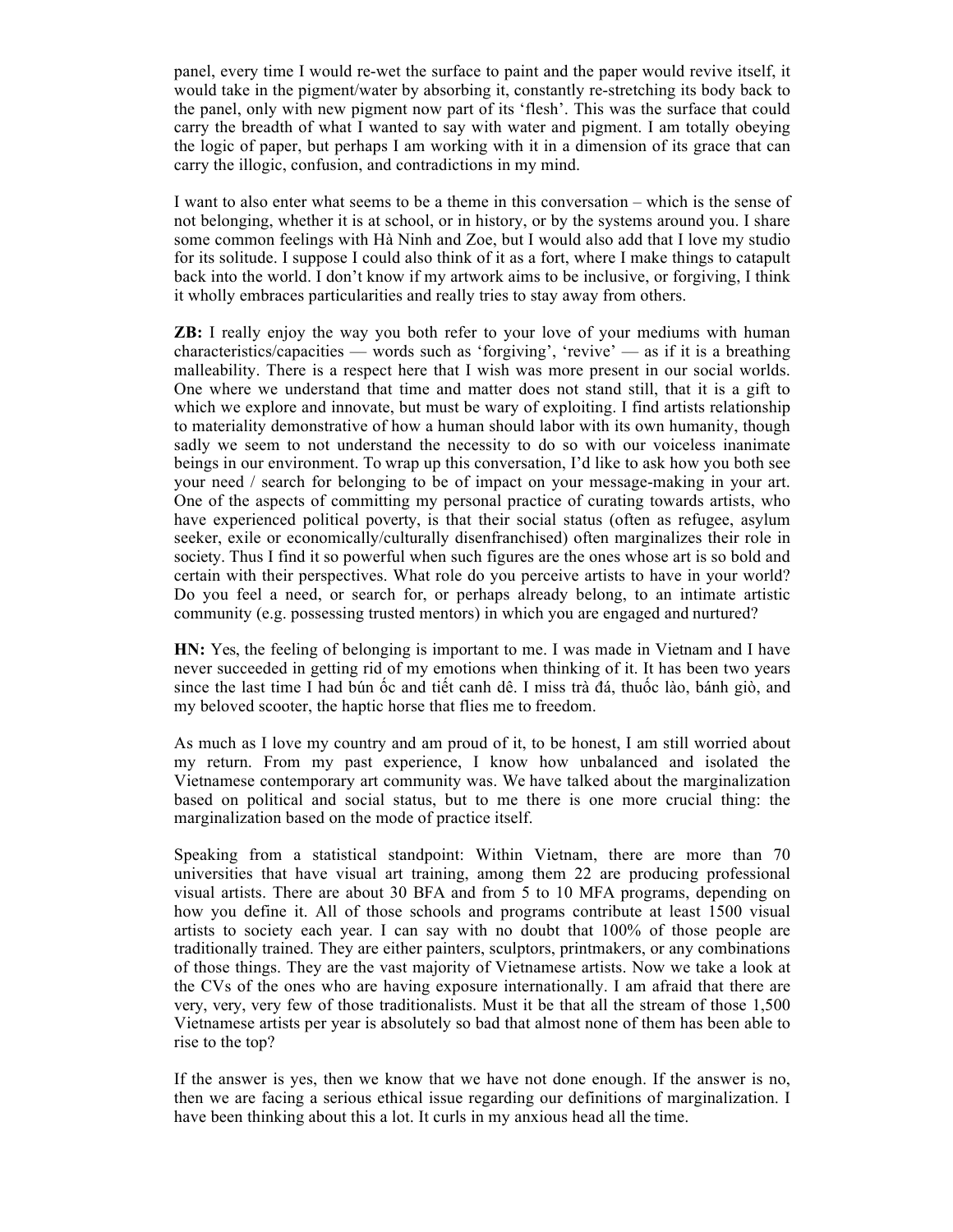panel, every time I would re-wet the surface to paint and the paper would revive itself, it would take in the pigment/water by absorbing it, constantly re-stretching its body back to the panel, only with new pigment now part of its 'flesh'. This was the surface that could carry the breadth of what I wanted to say with water and pigment. I am totally obeying the logic of paper, but perhaps I am working with it in a dimension of its grace that can carry the illogic, confusion, and contradictions in my mind.

I want to also enter what seems to be a theme in this conversation – which is the sense of not belonging, whether it is at school, or in history, or by the systems around you. I share some common feelings with Hà Ninh and Zoe, but I would also add that I love my studio for its solitude. I suppose I could also think of it as a fort, where I make things to catapult back into the world. I don't know if my artwork aims to be inclusive, or forgiving, I think it wholly embraces particularities and really tries to stay away from others.

**ZB:** I really enjoy the way you both refer to your love of your mediums with human characteristics/capacities — words such as 'forgiving', 'revive' — as if it is a breathing malleability. There is a respect here that I wish was more present in our social worlds. One where we understand that time and matter does not stand still, that it is a gift to which we explore and innovate, but must be wary of exploiting. I find artists relationship to materiality demonstrative of how a human should labor with its own humanity, though sadly we seem to not understand the necessity to do so with our voiceless inanimate beings in our environment. To wrap up this conversation, I'd like to ask how you both see your need / search for belonging to be of impact on your message-making in your art. One of the aspects of committing my personal practice of curating towards artists, who have experienced political poverty, is that their social status (often as refugee, asylum seeker, exile or economically/culturally disenfranchised) often marginalizes their role in society. Thus I find it so powerful when such figures are the ones whose art is so bold and certain with their perspectives. What role do you perceive artists to have in your world? Do you feel a need, or search for, or perhaps already belong, to an intimate artistic community (e.g. possessing trusted mentors) in which you are engaged and nurtured?

**HN:** Yes, the feeling of belonging is important to me. I was made in Vietnam and I have never succeeded in getting rid of my emotions when thinking of it. It has been two years since the last time I had bún ốc and tiết canh dê. I miss trà đá, thuốc lào, bánh giò, and my beloved scooter, the haptic horse that flies me to freedom.

As much as I love my country and am proud of it, to be honest, I am still worried about my return. From my past experience, I know how unbalanced and isolated the Vietnamese contemporary art community was. We have talked about the marginalization based on political and social status, but to me there is one more crucial thing: the marginalization based on the mode of practice itself.

Speaking from a statistical standpoint: Within Vietnam, there are more than 70 universities that have visual art training, among them 22 are producing professional visual artists. There are about 30 BFA and from 5 to 10 MFA programs, depending on how you define it. All of those schools and programs contribute at least 1500 visual artists to society each year. I can say with no doubt that 100% of those people are traditionally trained. They are either painters, sculptors, printmakers, or any combinations of those things. They are the vast majority of Vietnamese artists. Now we take a look at the CVs of the ones who are having exposure internationally. I am afraid that there are very, very, very few of those traditionalists. Must it be that all the stream of those 1,500 Vietnamese artists per year is absolutely so bad that almost none of them has been able to rise to the top?

If the answer is yes, then we know that we have not done enough. If the answer is no, then we are facing a serious ethical issue regarding our definitions of marginalization. I have been thinking about this a lot. It curls in my anxious head all the time.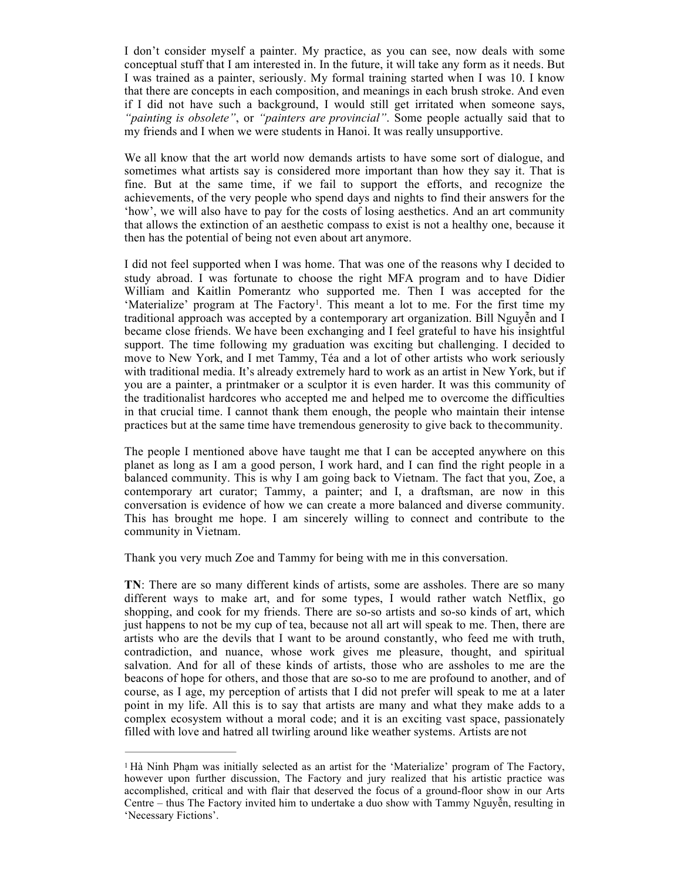I don't consider myself a painter. My practice, as you can see, now deals with some conceptual stuff that I am interested in. In the future, it will take any form as it needs. But I was trained as a painter, seriously. My formal training started when I was 10. I know that there are concepts in each composition, and meanings in each brush stroke. And even if I did not have such a background, I would still get irritated when someone says, *"painting is obsolete"*, or *"painters are provincial"*. Some people actually said that to my friends and I when we were students in Hanoi. It was really unsupportive.

We all know that the art world now demands artists to have some sort of dialogue, and sometimes what artists say is considered more important than how they say it. That is fine. But at the same time, if we fail to support the efforts, and recognize the achievements, of the very people who spend days and nights to find their answers for the 'how', we will also have to pay for the costs of losing aesthetics. And an art community that allows the extinction of an aesthetic compass to exist is not a healthy one, because it then has the potential of being not even about art anymore.

I did not feel supported when I was home. That was one of the reasons why I decided to study abroad. I was fortunate to choose the right MFA program and to have Didier William and Kaitlin Pomerantz who supported me. Then I was accepted for the 'Materialize' program at The Factory[1]. This meant a lot to me. For the first time my traditional approach was accepted by a contemporary art organization. Bill Nguyễn and I became close friends. We have been exchanging and I feel grateful to have his insightful support. The time following my graduation was exciting but challenging. I decided to move to New York, and I met Tammy, Téa and a lot of other artists who work seriously with traditional media. It's already extremely hard to work as an artist in New York, but if you are a painter, a printmaker or a sculptor it is even harder. It was this community of the traditionalist hardcores who accepted me and helped me to overcome the difficulties in that crucial time. I cannot thank them enough, the people who maintain their intense practices but at the same time have tremendous generosity to give back to the community.

The people I mentioned above have taught me that I can be accepted anywhere on this planet as long as I am a good person, I work hard, and I can find the right people in a balanced community. This is why I am going back to Vietnam. The fact that you, Zoe, a contemporary art curator; Tammy, a painter; and I, a draftsman, are now in this conversation is evidence of how we can create a more balanced and diverse community. This has brought me hope. I am sincerely willing to connect and contribute to the community in Vietnam.

Thank you very much Zoe and Tammy for being with me in this conversation.

**TN**: There are so many different kinds of artists, some are assholes. There are so many different ways to make art, and for some types, I would rather watch Netflix, go shopping, and cook for my friends. There are so-so artists and so-so kinds of art, which just happens to not be my cup of tea, because not all art will speak to me. Then, there are artists who are the devils that I want to be around constantly, who feed me with truth, contradiction, and nuance, whose work gives me pleasure, thought, and spiritual salvation. And for all of these kinds of artists, those who are assholes to me are the beacons of hope for others, and those that are so-so to me are profound to another, and of course, as I age, my perception of artists that I did not prefer will speak to me at a later point in my life. All this is to say that artists are many and what they make adds to a complex ecosystem without a moral code; and it is an exciting vast space, passionately filled with love and hatred all twirling around like weather systems. Artists are not

---

[1] Hà Ninh Phạm was initially selected as an artist for the 'Materialize' program of The Factory, however upon further discussion, The Factory and jury realized that his artistic practice was accomplished, critical and with flair that deserved the focus of a ground-floor show in our Arts Centre – thus The Factory invited him to undertake a duo show with Tammy Nguyễn, resulting in 'Necessary Fictions'.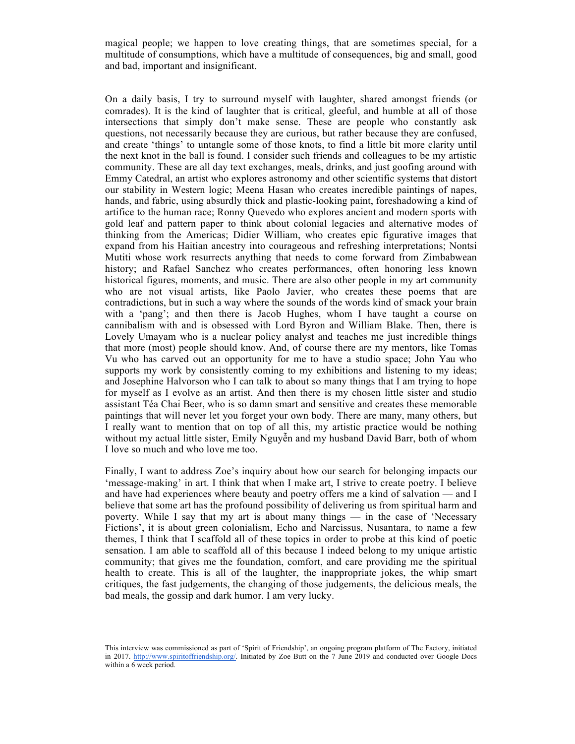magical people; we happen to love creating things, that are sometimes special, for a multitude of consumptions, which have a multitude of consequences, big and small, good and bad, important and insignificant.

On a daily basis, I try to surround myself with laughter, shared amongst friends (or comrades). It is the kind of laughter that is critical, gleeful, and humble at all of those intersections that simply don't make sense. These are people who constantly ask questions, not necessarily because they are curious, but rather because they are confused, and create 'things' to untangle some of those knots, to find a little bit more clarity until the next knot in the ball is found. I consider such friends and colleagues to be my artistic community. These are all day text exchanges, meals, drinks, and just goofing around with Emmy Catedral, an artist who explores astronomy and other scientific systems that distort our stability in Western logic; Meena Hasan who creates incredible paintings of napes, hands, and fabric, using absurdly thick and plastic-looking paint, foreshadowing a kind of artifice to the human race; Ronny Quevedo who explores ancient and modern sports with gold leaf and pattern paper to think about colonial legacies and alternative modes of thinking from the Americas; Didier William, who creates epic figurative images that expand from his Haitian ancestry into courageous and refreshing interpretations; Nontsi Mutiti whose work resurrects anything that needs to come forward from Zimbabwean history; and Rafael Sanchez who creates performances, often honoring less known historical figures, moments, and music. There are also other people in my art community who are not visual artists, like Paolo Javier, who creates these poems that are contradictions, but in such a way where the sounds of the words kind of smack your brain with a 'pang'; and then there is Jacob Hughes, whom I have taught a course on cannibalism with and is obsessed with Lord Byron and William Blake. Then, there is Lovely Umayam who is a nuclear policy analyst and teaches me just incredible things that more (most) people should know. And, of course there are my mentors, like Tomas Vu who has carved out an opportunity for me to have a studio space; John Yau who supports my work by consistently coming to my exhibitions and listening to my ideas; and Josephine Halvorson who I can talk to about so many things that I am trying to hope for myself as I evolve as an artist. And then there is my chosen little sister and studio assistant Téa Chai Beer, who is so damn smart and sensitive and creates these memorable paintings that will never let you forget your own body. There are many, many others, but I really want to mention that on top of all this, my artistic practice would be nothing without my actual little sister, Emily Nguyễn and my husband David Barr, both of whom I love so much and who love me too.

Finally, I want to address Zoe's inquiry about how our search for belonging impacts our 'message-making' in art. I think that when I make art, I strive to create poetry. I believe and have had experiences where beauty and poetry offers me a kind of salvation — and I believe that some art has the profound possibility of delivering us from spiritual harm and poverty. While I say that my art is about many things — in the case of 'Necessary Fictions', it is about green colonialism, Echo and Narcissus, Nusantara, to name a few themes, I think that I scaffold all of these topics in order to probe at this kind of poetic sensation. I am able to scaffold all of this because I indeed belong to my unique artistic community; that gives me the foundation, comfort, and care providing me the spiritual health to create. This is all of the laughter, the inappropriate jokes, the whip smart critiques, the fast judgements, the changing of those judgements, the delicious meals, the bad meals, the gossip and dark humor. I am very lucky.

This interview was commissioned as part of 'Spirit of Friendship', an ongoing program platform of The Factory, initiated in 2017. http://www.spiritoffriendship.org/. Initiated by Zoe Butt on the 7 June 2019 and conducted over Google Docs within a 6 week period.